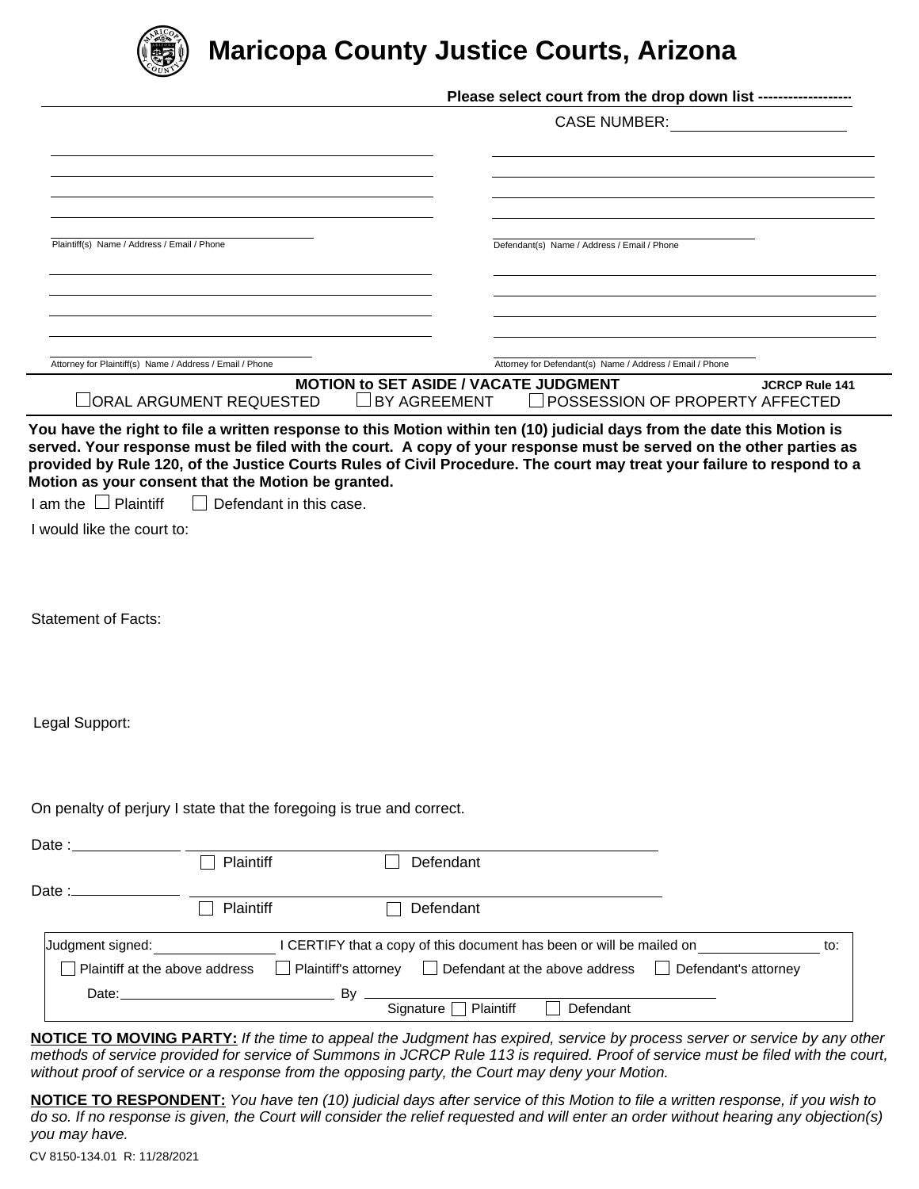# Maricopa County Justice Courts, Arizona

**Please select court from the drop down list -------------------**

CASE NUMBER: ____________________

Plaintiff(s) Name / Address / Email / Phone

Defendant(s) Name / Address / Email / Phone

Attorney for Plaintiff(s) Name / Address / Email / Phone

Attorney for Defendant(s) Name / Address / Email / Phone

## MOTION to SET ASIDE / VACATE JUDGMENT

**JCRCP Rule 141**

☐ ORAL ARGUMENT REQUESTED ☐ BY AGREEMENT ☐ POSSESSION OF PROPERTY AFFECTED

**You have the right to file a written response to this Motion within ten (10) judicial days from the date this Motion is served. Your response must be filed with the court. A copy of your response must be served on the other parties as provided by Rule 120, of the Justice Courts Rules of Civil Procedure. The court may treat your failure to respond to a Motion as your consent that the Motion be granted.**

I am the ☐ Plaintiff ☐ Defendant in this case.

I would like the court to:

Statement of Facts:

Legal Support:

On penalty of perjury I state that the foregoing is true and correct.

Date : ____________ ________________________________________
☐ Plaintiff ☐ Defendant

Date : ____________ ________________________________________
☐ Plaintiff ☐ Defendant

Judgment signed: ______________ I CERTIFY that a copy of this document has been or will be mailed on ______________ to:

☐ Plaintiff at the above address ☐ Plaintiff's attorney ☐ Defendant at the above address ☐ Defendant's attorney

Date: ______________________ By ________________________________
Signature ☐ Plaintiff ☐ Defendant

**NOTICE TO MOVING PARTY:** *If the time to appeal the Judgment has expired, service by process server or service by any other methods of service provided for service of Summons in JCRCP Rule 113 is required. Proof of service must be filed with the court, without proof of service or a response from the opposing party, the Court may deny your Motion.*

**NOTICE TO RESPONDENT:** *You have ten (10) judicial days after service of this Motion to file a written response, if you wish to do so. If no response is given, the Court will consider the relief requested and will enter an order without hearing any objection(s) you may have.*

CV 8150-134.01 R: 11/28/2021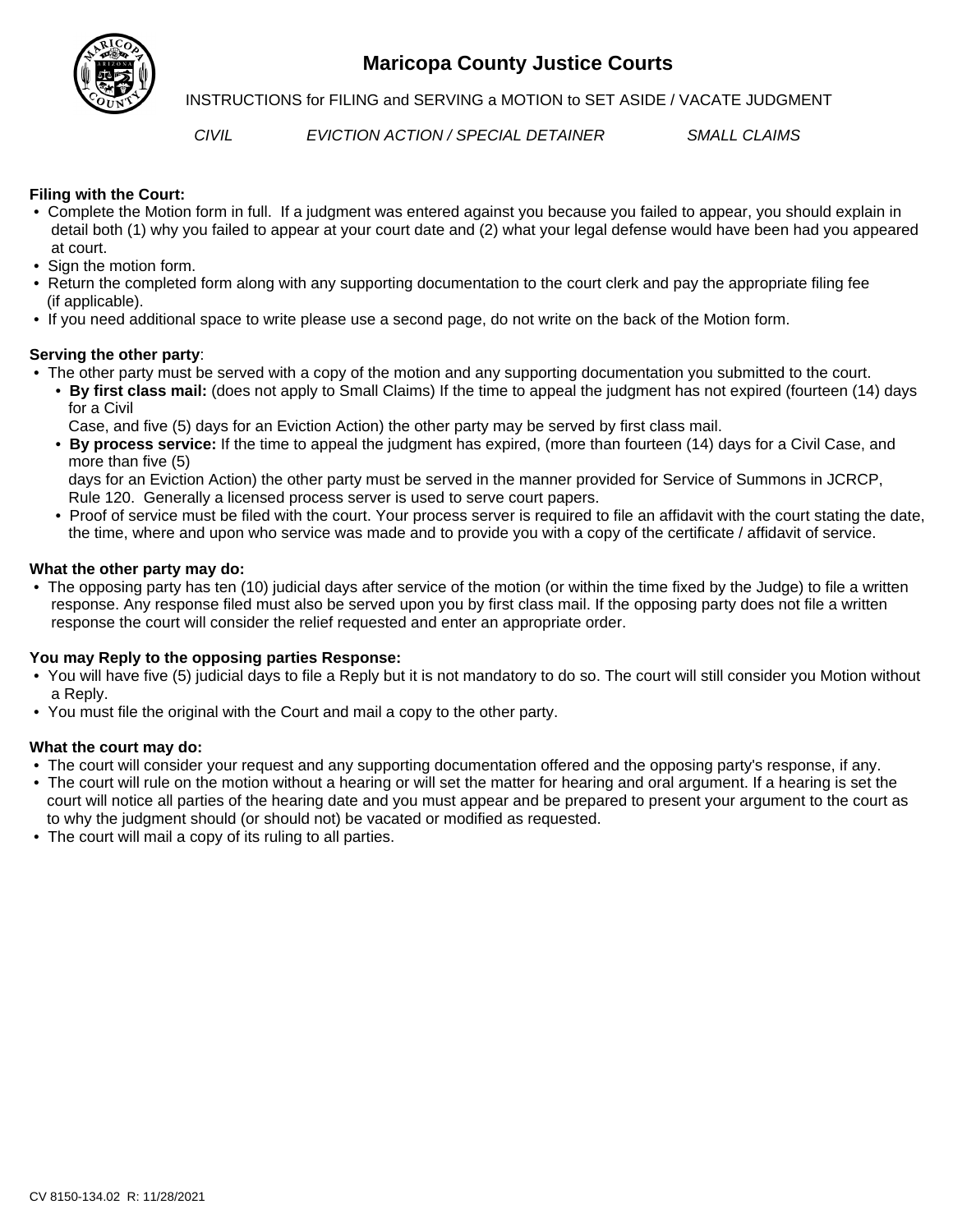# Maricopa County Justice Courts

INSTRUCTIONS for FILING and SERVING a MOTION to SET ASIDE / VACATE JUDGMENT

*CIVIL* *EVICTION ACTION / SPECIAL DETAINER* *SMALL CLAIMS*

**Filing with the Court:**

- Complete the Motion form in full. If a judgment was entered against you because you failed to appear, you should explain in detail both (1) why you failed to appear at your court date and (2) what your legal defense would have been had you appeared at court.
- Sign the motion form.
- Return the completed form along with any supporting documentation to the court clerk and pay the appropriate filing fee (if applicable).
- If you need additional space to write please use a second page, do not write on the back of the Motion form.

**Serving the other party**:

- The other party must be served with a copy of the motion and any supporting documentation you submitted to the court.
  - **By first class mail:** (does not apply to Small Claims) If the time to appeal the judgment has not expired (fourteen (14) days for a Civil Case, and five (5) days for an Eviction Action) the other party may be served by first class mail.
  - **By process service:** If the time to appeal the judgment has expired, (more than fourteen (14) days for a Civil Case, and more than five (5) days for an Eviction Action) the other party must be served in the manner provided for Service of Summons in JCRCP, Rule 120. Generally a licensed process server is used to serve court papers.
  - Proof of service must be filed with the court. Your process server is required to file an affidavit with the court stating the date, the time, where and upon who service was made and to provide you with a copy of the certificate / affidavit of service.

**What the other party may do:**

- The opposing party has ten (10) judicial days after service of the motion (or within the time fixed by the Judge) to file a written response. Any response filed must also be served upon you by first class mail. If the opposing party does not file a written response the court will consider the relief requested and enter an appropriate order.

**You may Reply to the opposing parties Response:**

- You will have five (5) judicial days to file a Reply but it is not mandatory to do so. The court will still consider you Motion without a Reply.
- You must file the original with the Court and mail a copy to the other party.

**What the court may do:**

- The court will consider your request and any supporting documentation offered and the opposing party's response, if any.
- The court will rule on the motion without a hearing or will set the matter for hearing and oral argument. If a hearing is set the court will notice all parties of the hearing date and you must appear and be prepared to present your argument to the court as to why the judgment should (or should not) be vacated or modified as requested.
- The court will mail a copy of its ruling to all parties.

CV 8150-134.02 R: 11/28/2021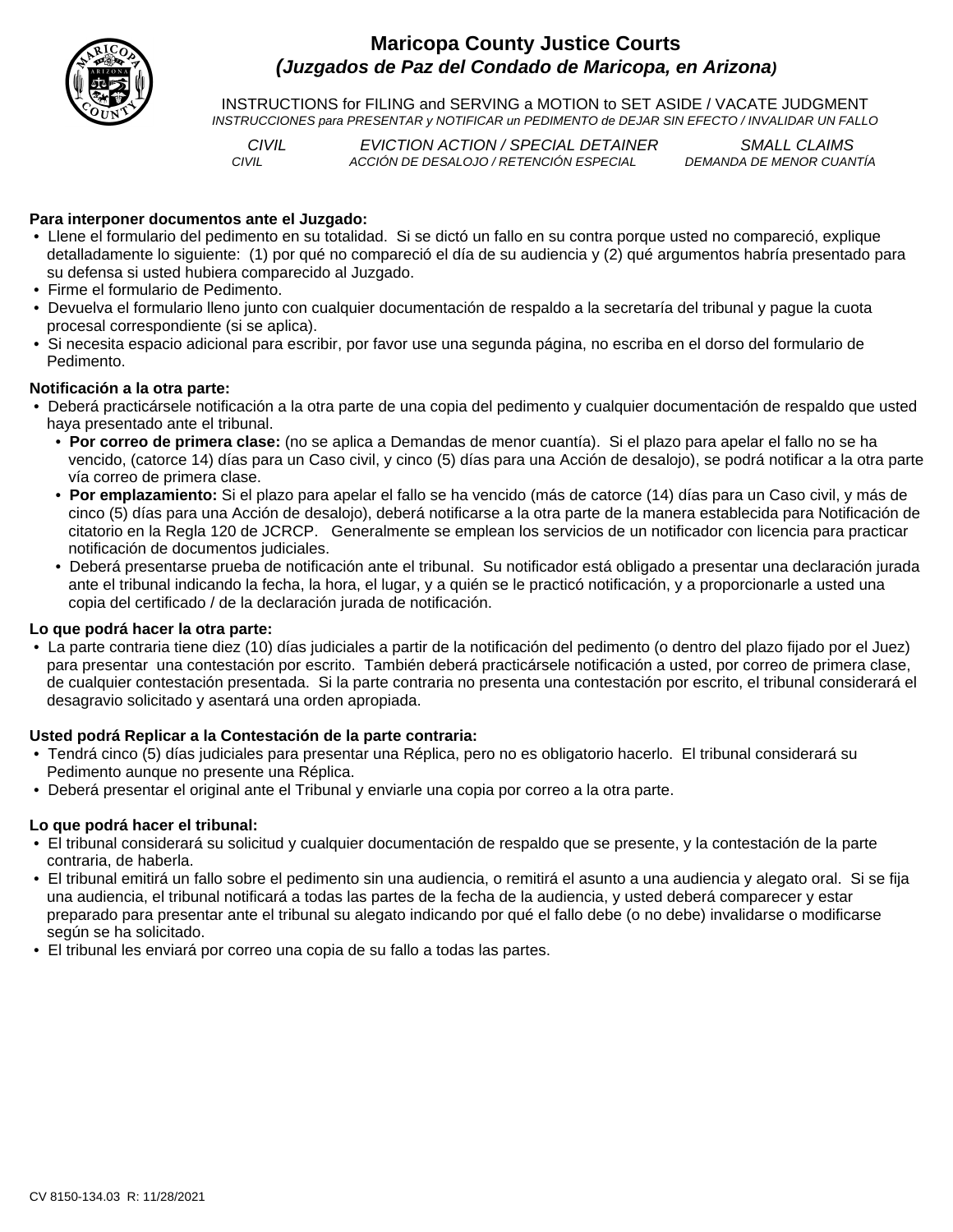# Maricopa County Justice Courts
## *(Juzgados de Paz del Condado de Maricopa, en Arizona)*

INSTRUCTIONS for FILING and SERVING a MOTION to SET ASIDE / VACATE JUDGMENT
*INSTRUCCIONES para PRESENTAR y NOTIFICAR un PEDIMENTO de DEJAR SIN EFECTO / INVALIDAR UN FALLO*

*CIVIL* — *EVICTION ACTION / SPECIAL DETAINER* — *SMALL CLAIMS*
*CIVIL* — *ACCIÓN DE DESALOJO / RETENCIÓN ESPECIAL* — *DEMANDA DE MENOR CUANTÍA*

**Para interponer documentos ante el Juzgado:**

- Llene el formulario del pedimento en su totalidad. Si se dictó un fallo en su contra porque usted no compareció, explique detalladamente lo siguiente: (1) por qué no compareció el día de su audiencia y (2) qué argumentos habría presentado para su defensa si usted hubiera comparecido al Juzgado.
- Firme el formulario de Pedimento.
- Devuelva el formulario lleno junto con cualquier documentación de respaldo a la secretaría del tribunal y pague la cuota procesal correspondiente (si se aplica).
- Si necesita espacio adicional para escribir, por favor use una segunda página, no escriba en el dorso del formulario de Pedimento.

**Notificación a la otra parte:**

- Deberá practicársele notificación a la otra parte de una copia del pedimento y cualquier documentación de respaldo que usted haya presentado ante el tribunal.
  - **Por correo de primera clase:** (no se aplica a Demandas de menor cuantía). Si el plazo para apelar el fallo no se ha vencido, (catorce 14) días para un Caso civil, y cinco (5) días para una Acción de desalojo), se podrá notificar a la otra parte vía correo de primera clase.
  - **Por emplazamiento:** Si el plazo para apelar el fallo se ha vencido (más de catorce (14) días para un Caso civil, y más de cinco (5) días para una Acción de desalojo), deberá notificarse a la otra parte de la manera establecida para Notificación de citatorio en la Regla 120 de JCRCP. Generalmente se emplean los servicios de un notificador con licencia para practicar notificación de documentos judiciales.
  - Deberá presentarse prueba de notificación ante el tribunal. Su notificador está obligado a presentar una declaración jurada ante el tribunal indicando la fecha, la hora, el lugar, y a quién se le practicó notificación, y a proporcionarle a usted una copia del certificado / de la declaración jurada de notificación.

**Lo que podrá hacer la otra parte:**

- La parte contraria tiene diez (10) días judiciales a partir de la notificación del pedimento (o dentro del plazo fijado por el Juez) para presentar una contestación por escrito. También deberá practicársele notificación a usted, por correo de primera clase, de cualquier contestación presentada. Si la parte contraria no presenta una contestación por escrito, el tribunal considerará el desagravio solicitado y asentará una orden apropiada.

**Usted podrá Replicar a la Contestación de la parte contraria:**

- Tendrá cinco (5) días judiciales para presentar una Réplica, pero no es obligatorio hacerlo. El tribunal considerará su Pedimento aunque no presente una Réplica.
- Deberá presentar el original ante el Tribunal y enviarle una copia por correo a la otra parte.

**Lo que podrá hacer el tribunal:**

- El tribunal considerará su solicitud y cualquier documentación de respaldo que se presente, y la contestación de la parte contraria, de haberla.
- El tribunal emitirá un fallo sobre el pedimento sin una audiencia, o remitirá el asunto a una audiencia y alegato oral. Si se fija una audiencia, el tribunal notificará a todas las partes de la fecha de la audiencia, y usted deberá comparecer y estar preparado para presentar ante el tribunal su alegato indicando por qué el fallo debe (o no debe) invalidarse o modificarse según se ha solicitado.
- El tribunal les enviará por correo una copia de su fallo a todas las partes.

CV 8150-134.03 R: 11/28/2021